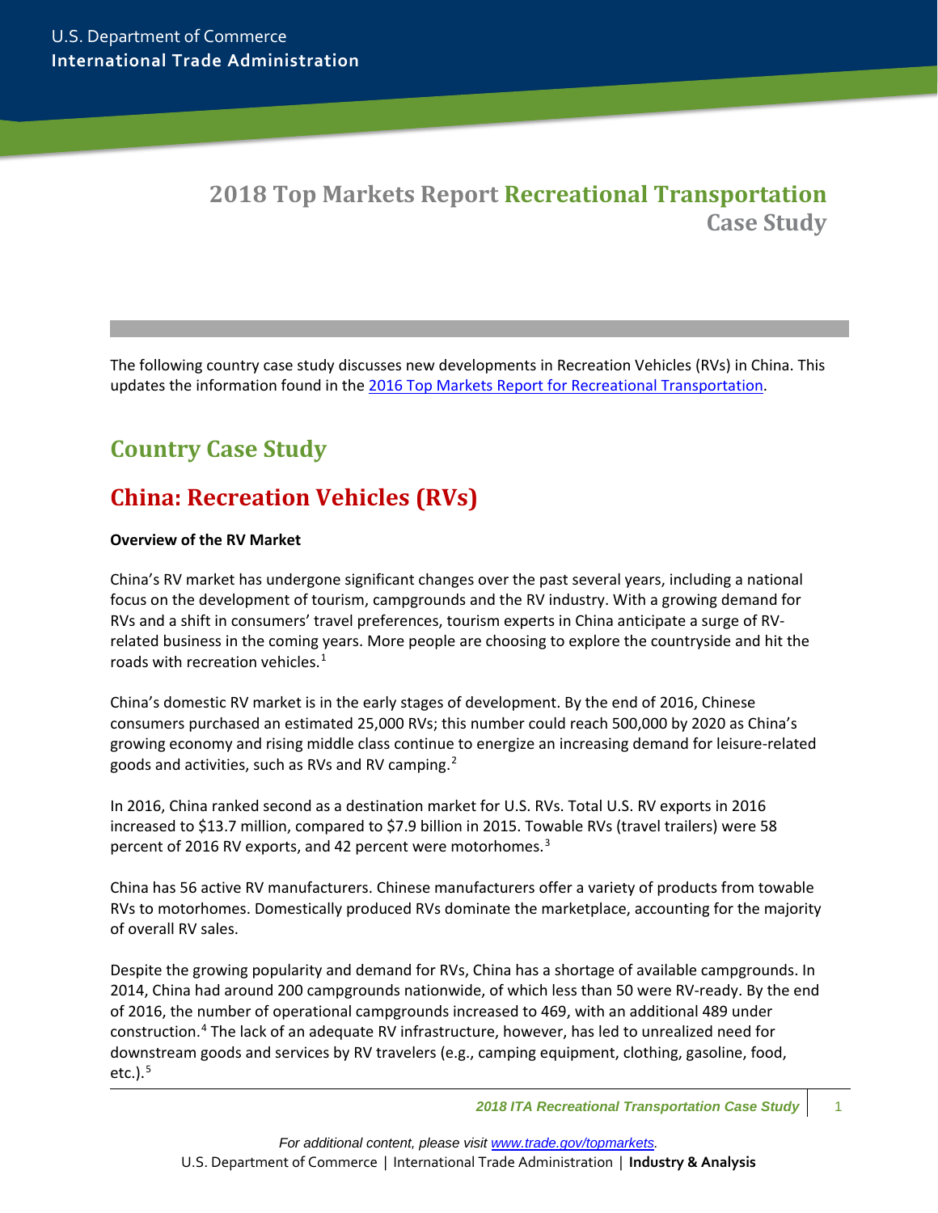U.S. Department of Commerce
**International Trade Administration**

# 2018 Top Markets Report Recreational Transportation Case Study

The following country case study discusses new developments in Recreation Vehicles (RVs) in China. This updates the information found in the [2016 Top Markets Report for Recreational Transportation](#).

## Country Case Study

## China: Recreation Vehicles (RVs)

**Overview of the RV Market**

China's RV market has undergone significant changes over the past several years, including a national focus on the development of tourism, campgrounds and the RV industry. With a growing demand for RVs and a shift in consumers' travel preferences, tourism experts in China anticipate a surge of RV-related business in the coming years. More people are choosing to explore the countryside and hit the roads with recreation vehicles.[1]

China's domestic RV market is in the early stages of development. By the end of 2016, Chinese consumers purchased an estimated 25,000 RVs; this number could reach 500,000 by 2020 as China's growing economy and rising middle class continue to energize an increasing demand for leisure-related goods and activities, such as RVs and RV camping.[2]

In 2016, China ranked second as a destination market for U.S. RVs. Total U.S. RV exports in 2016 increased to $13.7 million, compared to $7.9 billion in 2015. Towable RVs (travel trailers) were 58 percent of 2016 RV exports, and 42 percent were motorhomes.[3]

China has 56 active RV manufacturers. Chinese manufacturers offer a variety of products from towable RVs to motorhomes. Domestically produced RVs dominate the marketplace, accounting for the majority of overall RV sales.

Despite the growing popularity and demand for RVs, China has a shortage of available campgrounds. In 2014, China had around 200 campgrounds nationwide, of which less than 50 were RV-ready. By the end of 2016, the number of operational campgrounds increased to 469, with an additional 489 under construction.[4] The lack of an adequate RV infrastructure, however, has led to unrealized need for downstream goods and services by RV travelers (e.g., camping equipment, clothing, gasoline, food, etc.).[5]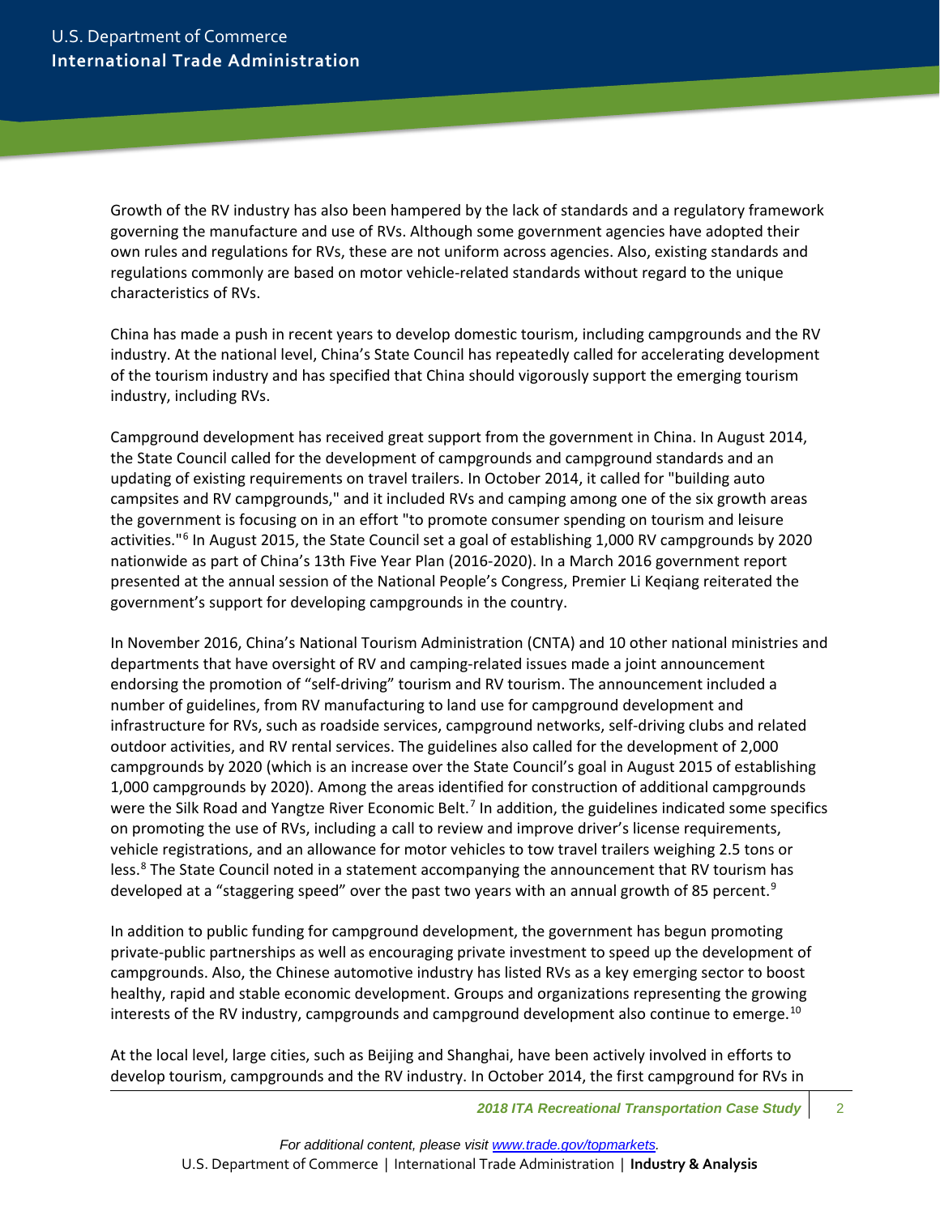Growth of the RV industry has also been hampered by the lack of standards and a regulatory framework governing the manufacture and use of RVs. Although some government agencies have adopted their own rules and regulations for RVs, these are not uniform across agencies. Also, existing standards and regulations commonly are based on motor vehicle-related standards without regard to the unique characteristics of RVs.

China has made a push in recent years to develop domestic tourism, including campgrounds and the RV industry. At the national level, China's State Council has repeatedly called for accelerating development of the tourism industry and has specified that China should vigorously support the emerging tourism industry, including RVs.

Campground development has received great support from the government in China. In August 2014, the State Council called for the development of campgrounds and campground standards and an updating of existing requirements on travel trailers. In October 2014, it called for "building auto campsites and RV campgrounds," and it included RVs and camping among one of the six growth areas the government is focusing on in an effort "to promote consumer spending on tourism and leisure activities."[6] In August 2015, the State Council set a goal of establishing 1,000 RV campgrounds by 2020 nationwide as part of China's 13th Five Year Plan (2016-2020). In a March 2016 government report presented at the annual session of the National People's Congress, Premier Li Keqiang reiterated the government's support for developing campgrounds in the country.

In November 2016, China's National Tourism Administration (CNTA) and 10 other national ministries and departments that have oversight of RV and camping-related issues made a joint announcement endorsing the promotion of "self-driving" tourism and RV tourism. The announcement included a number of guidelines, from RV manufacturing to land use for campground development and infrastructure for RVs, such as roadside services, campground networks, self-driving clubs and related outdoor activities, and RV rental services. The guidelines also called for the development of 2,000 campgrounds by 2020 (which is an increase over the State Council's goal in August 2015 of establishing 1,000 campgrounds by 2020). Among the areas identified for construction of additional campgrounds were the Silk Road and Yangtze River Economic Belt.[7] In addition, the guidelines indicated some specifics on promoting the use of RVs, including a call to review and improve driver's license requirements, vehicle registrations, and an allowance for motor vehicles to tow travel trailers weighing 2.5 tons or less.[8] The State Council noted in a statement accompanying the announcement that RV tourism has developed at a "staggering speed" over the past two years with an annual growth of 85 percent.[9]

In addition to public funding for campground development, the government has begun promoting private-public partnerships as well as encouraging private investment to speed up the development of campgrounds. Also, the Chinese automotive industry has listed RVs as a key emerging sector to boost healthy, rapid and stable economic development. Groups and organizations representing the growing interests of the RV industry, campgrounds and campground development also continue to emerge.[10]

At the local level, large cities, such as Beijing and Shanghai, have been actively involved in efforts to develop tourism, campgrounds and the RV industry. In October 2014, the first campground for RVs in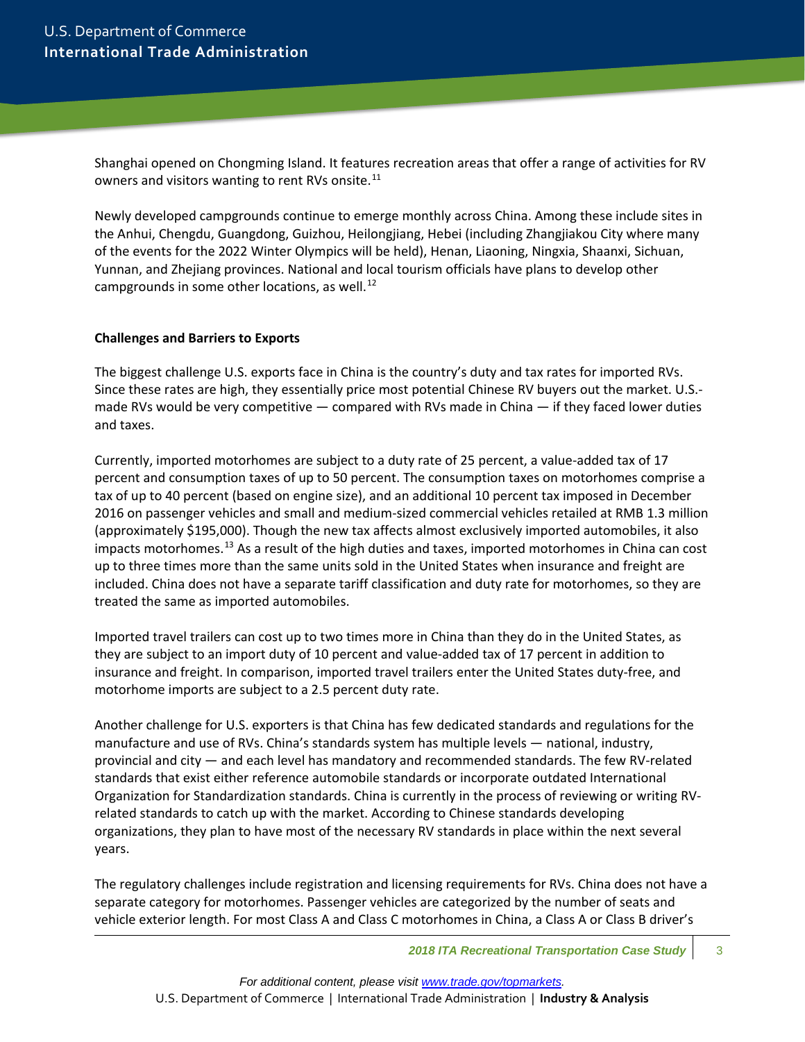Shanghai opened on Chongming Island. It features recreation areas that offer a range of activities for RV owners and visitors wanting to rent RVs onsite.[11]

Newly developed campgrounds continue to emerge monthly across China. Among these include sites in the Anhui, Chengdu, Guangdong, Guizhou, Heilongjiang, Hebei (including Zhangjiakou City where many of the events for the 2022 Winter Olympics will be held), Henan, Liaoning, Ningxia, Shaanxi, Sichuan, Yunnan, and Zhejiang provinces. National and local tourism officials have plans to develop other campgrounds in some other locations, as well.[12]

**Challenges and Barriers to Exports**

The biggest challenge U.S. exports face in China is the country's duty and tax rates for imported RVs. Since these rates are high, they essentially price most potential Chinese RV buyers out the market. U.S.-made RVs would be very competitive — compared with RVs made in China — if they faced lower duties and taxes.

Currently, imported motorhomes are subject to a duty rate of 25 percent, a value-added tax of 17 percent and consumption taxes of up to 50 percent. The consumption taxes on motorhomes comprise a tax of up to 40 percent (based on engine size), and an additional 10 percent tax imposed in December 2016 on passenger vehicles and small and medium-sized commercial vehicles retailed at RMB 1.3 million (approximately $195,000). Though the new tax affects almost exclusively imported automobiles, it also impacts motorhomes.[13] As a result of the high duties and taxes, imported motorhomes in China can cost up to three times more than the same units sold in the United States when insurance and freight are included. China does not have a separate tariff classification and duty rate for motorhomes, so they are treated the same as imported automobiles.

Imported travel trailers can cost up to two times more in China than they do in the United States, as they are subject to an import duty of 10 percent and value-added tax of 17 percent in addition to insurance and freight. In comparison, imported travel trailers enter the United States duty-free, and motorhome imports are subject to a 2.5 percent duty rate.

Another challenge for U.S. exporters is that China has few dedicated standards and regulations for the manufacture and use of RVs. China's standards system has multiple levels — national, industry, provincial and city — and each level has mandatory and recommended standards. The few RV-related standards that exist either reference automobile standards or incorporate outdated International Organization for Standardization standards. China is currently in the process of reviewing or writing RV-related standards to catch up with the market. According to Chinese standards developing organizations, they plan to have most of the necessary RV standards in place within the next several years.

The regulatory challenges include registration and licensing requirements for RVs. China does not have a separate category for motorhomes. Passenger vehicles are categorized by the number of seats and vehicle exterior length. For most Class A and Class C motorhomes in China, a Class A or Class B driver's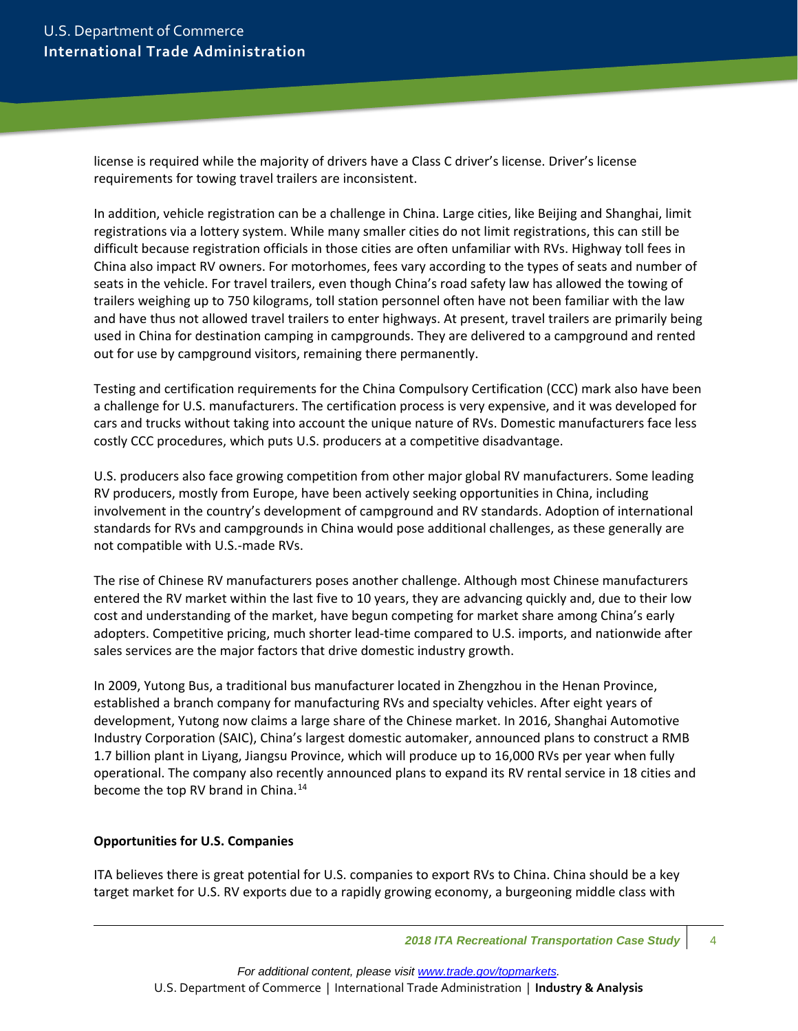license is required while the majority of drivers have a Class C driver's license. Driver's license requirements for towing travel trailers are inconsistent.

In addition, vehicle registration can be a challenge in China. Large cities, like Beijing and Shanghai, limit registrations via a lottery system. While many smaller cities do not limit registrations, this can still be difficult because registration officials in those cities are often unfamiliar with RVs. Highway toll fees in China also impact RV owners. For motorhomes, fees vary according to the types of seats and number of seats in the vehicle. For travel trailers, even though China's road safety law has allowed the towing of trailers weighing up to 750 kilograms, toll station personnel often have not been familiar with the law and have thus not allowed travel trailers to enter highways. At present, travel trailers are primarily being used in China for destination camping in campgrounds. They are delivered to a campground and rented out for use by campground visitors, remaining there permanently.

Testing and certification requirements for the China Compulsory Certification (CCC) mark also have been a challenge for U.S. manufacturers. The certification process is very expensive, and it was developed for cars and trucks without taking into account the unique nature of RVs. Domestic manufacturers face less costly CCC procedures, which puts U.S. producers at a competitive disadvantage.

U.S. producers also face growing competition from other major global RV manufacturers. Some leading RV producers, mostly from Europe, have been actively seeking opportunities in China, including involvement in the country's development of campground and RV standards. Adoption of international standards for RVs and campgrounds in China would pose additional challenges, as these generally are not compatible with U.S.-made RVs.

The rise of Chinese RV manufacturers poses another challenge. Although most Chinese manufacturers entered the RV market within the last five to 10 years, they are advancing quickly and, due to their low cost and understanding of the market, have begun competing for market share among China's early adopters. Competitive pricing, much shorter lead-time compared to U.S. imports, and nationwide after sales services are the major factors that drive domestic industry growth.

In 2009, Yutong Bus, a traditional bus manufacturer located in Zhengzhou in the Henan Province, established a branch company for manufacturing RVs and specialty vehicles. After eight years of development, Yutong now claims a large share of the Chinese market. In 2016, Shanghai Automotive Industry Corporation (SAIC), China's largest domestic automaker, announced plans to construct a RMB 1.7 billion plant in Liyang, Jiangsu Province, which will produce up to 16,000 RVs per year when fully operational. The company also recently announced plans to expand its RV rental service in 18 cities and become the top RV brand in China.[14]

**Opportunities for U.S. Companies**

ITA believes there is great potential for U.S. companies to export RVs to China. China should be a key target market for U.S. RV exports due to a rapidly growing economy, a burgeoning middle class with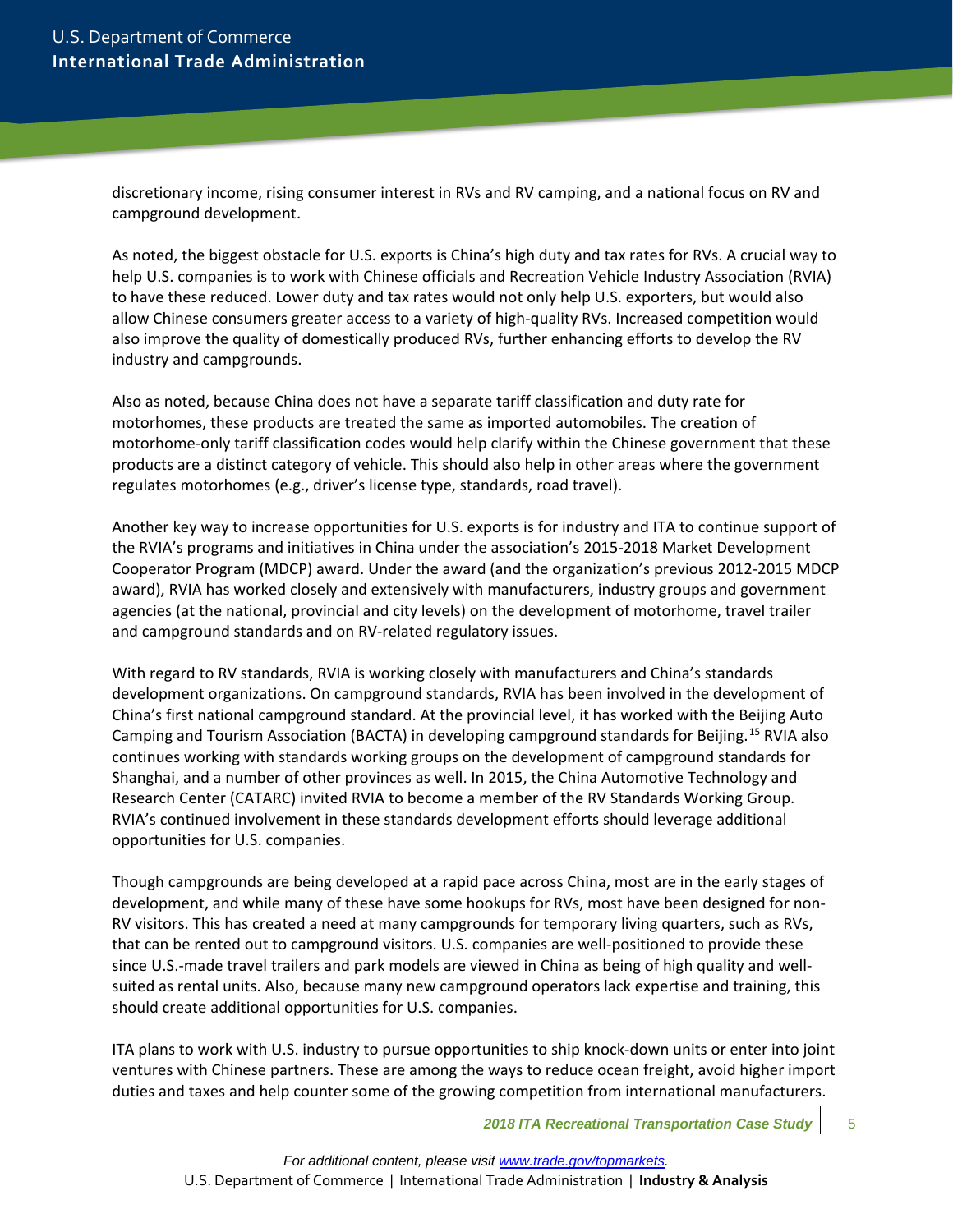discretionary income, rising consumer interest in RVs and RV camping, and a national focus on RV and campground development.

As noted, the biggest obstacle for U.S. exports is China's high duty and tax rates for RVs. A crucial way to help U.S. companies is to work with Chinese officials and Recreation Vehicle Industry Association (RVIA) to have these reduced. Lower duty and tax rates would not only help U.S. exporters, but would also allow Chinese consumers greater access to a variety of high-quality RVs. Increased competition would also improve the quality of domestically produced RVs, further enhancing efforts to develop the RV industry and campgrounds.

Also as noted, because China does not have a separate tariff classification and duty rate for motorhomes, these products are treated the same as imported automobiles. The creation of motorhome-only tariff classification codes would help clarify within the Chinese government that these products are a distinct category of vehicle. This should also help in other areas where the government regulates motorhomes (e.g., driver's license type, standards, road travel).

Another key way to increase opportunities for U.S. exports is for industry and ITA to continue support of the RVIA's programs and initiatives in China under the association's 2015-2018 Market Development Cooperator Program (MDCP) award. Under the award (and the organization's previous 2012-2015 MDCP award), RVIA has worked closely and extensively with manufacturers, industry groups and government agencies (at the national, provincial and city levels) on the development of motorhome, travel trailer and campground standards and on RV-related regulatory issues.

With regard to RV standards, RVIA is working closely with manufacturers and China's standards development organizations. On campground standards, RVIA has been involved in the development of China's first national campground standard. At the provincial level, it has worked with the Beijing Auto Camping and Tourism Association (BACTA) in developing campground standards for Beijing.[15] RVIA also continues working with standards working groups on the development of campground standards for Shanghai, and a number of other provinces as well. In 2015, the China Automotive Technology and Research Center (CATARC) invited RVIA to become a member of the RV Standards Working Group. RVIA's continued involvement in these standards development efforts should leverage additional opportunities for U.S. companies.

Though campgrounds are being developed at a rapid pace across China, most are in the early stages of development, and while many of these have some hookups for RVs, most have been designed for non-RV visitors. This has created a need at many campgrounds for temporary living quarters, such as RVs, that can be rented out to campground visitors. U.S. companies are well-positioned to provide these since U.S.-made travel trailers and park models are viewed in China as being of high quality and well-suited as rental units. Also, because many new campground operators lack expertise and training, this should create additional opportunities for U.S. companies.

ITA plans to work with U.S. industry to pursue opportunities to ship knock-down units or enter into joint ventures with Chinese partners. These are among the ways to reduce ocean freight, avoid higher import duties and taxes and help counter some of the growing competition from international manufacturers.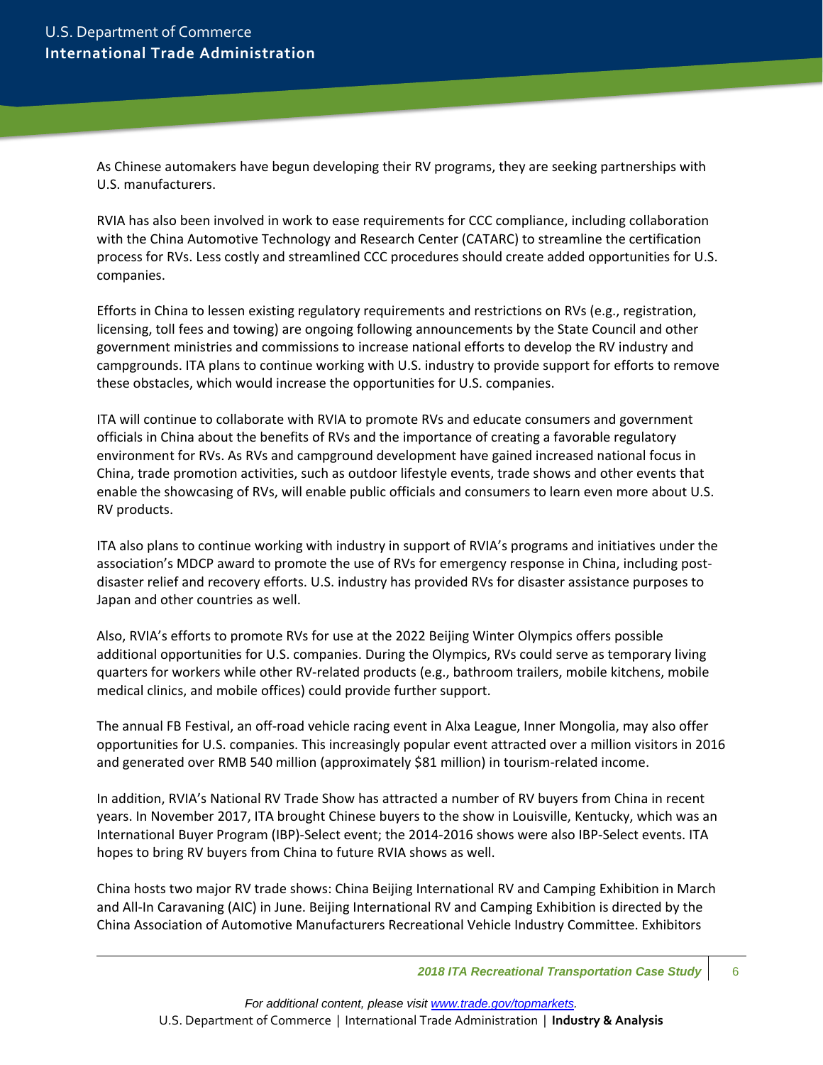As Chinese automakers have begun developing their RV programs, they are seeking partnerships with U.S. manufacturers.

RVIA has also been involved in work to ease requirements for CCC compliance, including collaboration with the China Automotive Technology and Research Center (CATARC) to streamline the certification process for RVs. Less costly and streamlined CCC procedures should create added opportunities for U.S. companies.

Efforts in China to lessen existing regulatory requirements and restrictions on RVs (e.g., registration, licensing, toll fees and towing) are ongoing following announcements by the State Council and other government ministries and commissions to increase national efforts to develop the RV industry and campgrounds. ITA plans to continue working with U.S. industry to provide support for efforts to remove these obstacles, which would increase the opportunities for U.S. companies.

ITA will continue to collaborate with RVIA to promote RVs and educate consumers and government officials in China about the benefits of RVs and the importance of creating a favorable regulatory environment for RVs. As RVs and campground development have gained increased national focus in China, trade promotion activities, such as outdoor lifestyle events, trade shows and other events that enable the showcasing of RVs, will enable public officials and consumers to learn even more about U.S. RV products.

ITA also plans to continue working with industry in support of RVIA's programs and initiatives under the association's MDCP award to promote the use of RVs for emergency response in China, including post-disaster relief and recovery efforts. U.S. industry has provided RVs for disaster assistance purposes to Japan and other countries as well.

Also, RVIA's efforts to promote RVs for use at the 2022 Beijing Winter Olympics offers possible additional opportunities for U.S. companies. During the Olympics, RVs could serve as temporary living quarters for workers while other RV-related products (e.g., bathroom trailers, mobile kitchens, mobile medical clinics, and mobile offices) could provide further support.

The annual FB Festival, an off-road vehicle racing event in Alxa League, Inner Mongolia, may also offer opportunities for U.S. companies. This increasingly popular event attracted over a million visitors in 2016 and generated over RMB 540 million (approximately $81 million) in tourism-related income.

In addition, RVIA's National RV Trade Show has attracted a number of RV buyers from China in recent years. In November 2017, ITA brought Chinese buyers to the show in Louisville, Kentucky, which was an International Buyer Program (IBP)-Select event; the 2014-2016 shows were also IBP-Select events. ITA hopes to bring RV buyers from China to future RVIA shows as well.

China hosts two major RV trade shows: China Beijing International RV and Camping Exhibition in March and All-In Caravaning (AIC) in June. Beijing International RV and Camping Exhibition is directed by the China Association of Automotive Manufacturers Recreational Vehicle Industry Committee. Exhibitors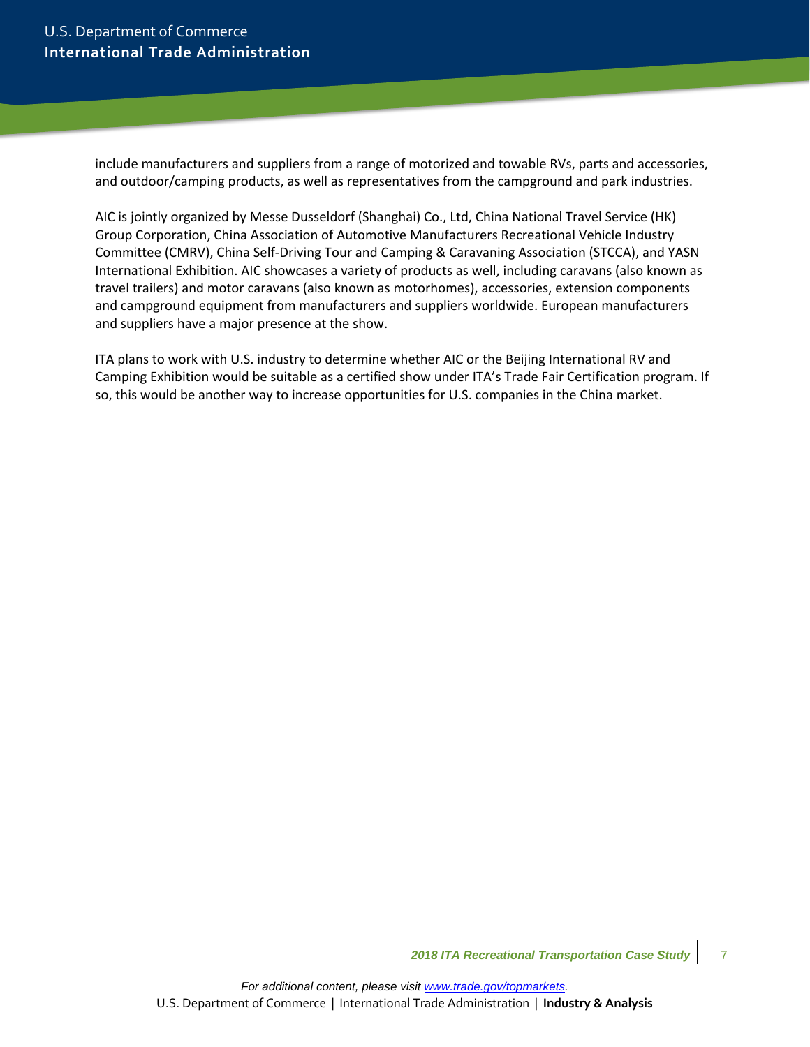include manufacturers and suppliers from a range of motorized and towable RVs, parts and accessories, and outdoor/camping products, as well as representatives from the campground and park industries.

AIC is jointly organized by Messe Dusseldorf (Shanghai) Co., Ltd, China National Travel Service (HK) Group Corporation, China Association of Automotive Manufacturers Recreational Vehicle Industry Committee (CMRV), China Self-Driving Tour and Camping & Caravaning Association (STCCA), and YASN International Exhibition. AIC showcases a variety of products as well, including caravans (also known as travel trailers) and motor caravans (also known as motorhomes), accessories, extension components and campground equipment from manufacturers and suppliers worldwide. European manufacturers and suppliers have a major presence at the show.

ITA plans to work with U.S. industry to determine whether AIC or the Beijing International RV and Camping Exhibition would be suitable as a certified show under ITA's Trade Fair Certification program. If so, this would be another way to increase opportunities for U.S. companies in the China market.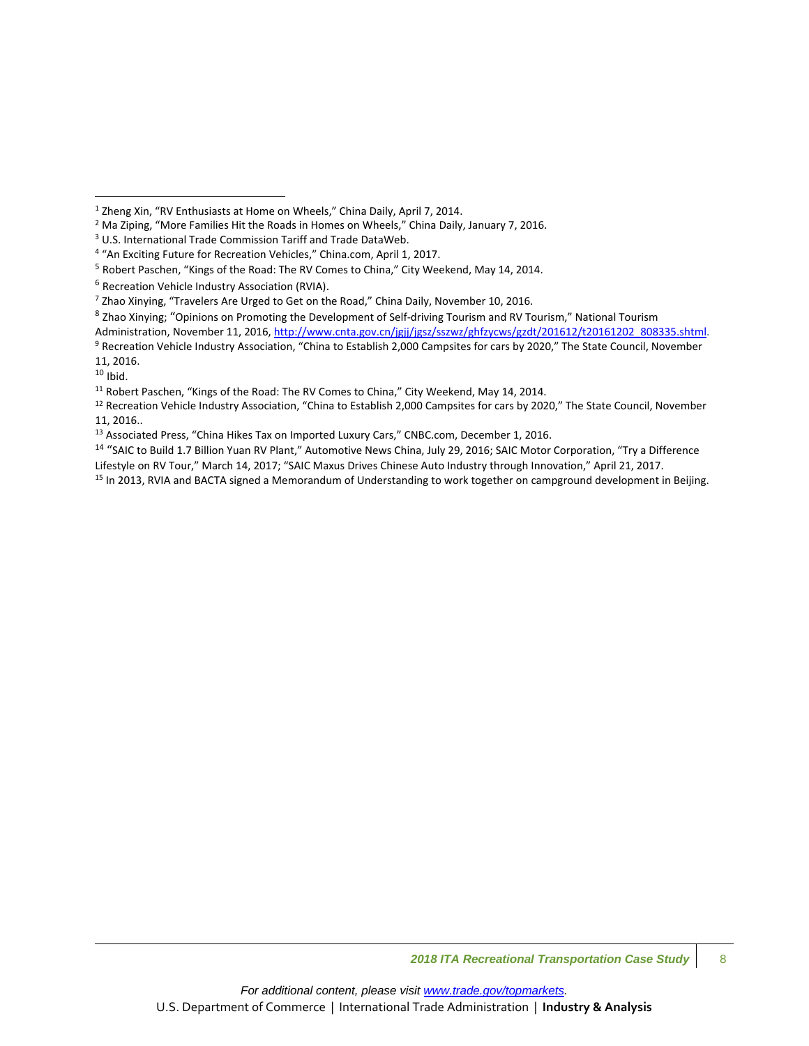[1] Zheng Xin, "RV Enthusiasts at Home on Wheels," China Daily, April 7, 2014.

[2] Ma Ziping, "More Families Hit the Roads in Homes on Wheels," China Daily, January 7, 2016.

[3] U.S. International Trade Commission Tariff and Trade DataWeb.

[4] "An Exciting Future for Recreation Vehicles," China.com, April 1, 2017.

[5] Robert Paschen, "Kings of the Road: The RV Comes to China," City Weekend, May 14, 2014.

[6] Recreation Vehicle Industry Association (RVIA).

[7] Zhao Xinying, "Travelers Are Urged to Get on the Road," China Daily, November 10, 2016.

[8] Zhao Xinying; "Opinions on Promoting the Development of Self-driving Tourism and RV Tourism," National Tourism Administration, November 11, 2016, [http://www.cnta.gov.cn/jgjj/jgsz/sszwz/ghfzycws/gzdt/201612/t20161202_808335.shtml](http://www.cnta.gov.cn/jgjj/jgsz/sszwz/ghfzycws/gzdt/201612/t20161202_808335.shtml).

[9] Recreation Vehicle Industry Association, "China to Establish 2,000 Campsites for cars by 2020," The State Council, November 11, 2016.

[10] Ibid.

[11] Robert Paschen, "Kings of the Road: The RV Comes to China," City Weekend, May 14, 2014.

[12] Recreation Vehicle Industry Association, "China to Establish 2,000 Campsites for cars by 2020," The State Council, November 11, 2016..

[13] Associated Press, "China Hikes Tax on Imported Luxury Cars," CNBC.com, December 1, 2016.

[14] "SAIC to Build 1.7 Billion Yuan RV Plant," Automotive News China, July 29, 2016; SAIC Motor Corporation, "Try a Difference Lifestyle on RV Tour," March 14, 2017; "SAIC Maxus Drives Chinese Auto Industry through Innovation," April 21, 2017.

[15] In 2013, RVIA and BACTA signed a Memorandum of Understanding to work together on campground development in Beijing.